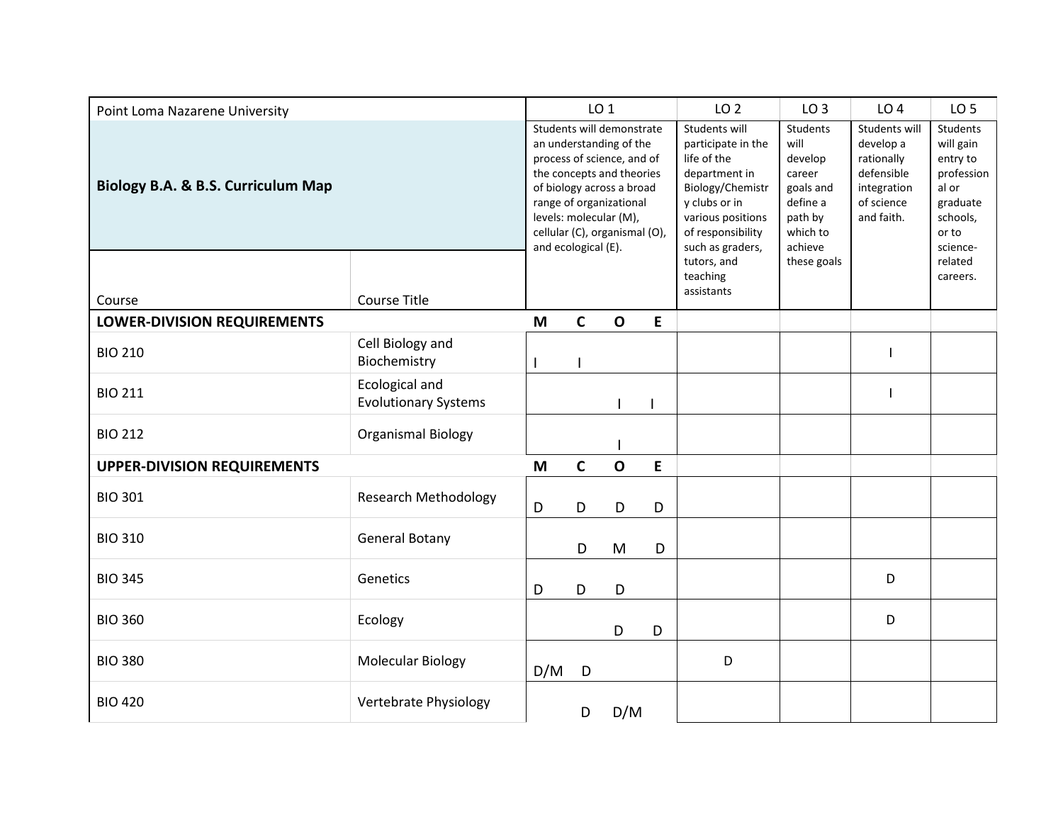| Point Loma Nazarene University | | LO 1 | | | | LO 2 | LO 3 | LO 4 | LO 5 |
|---|---|---|---|---|---|---|---|---|---|
| **Biology B.A. & B.S. Curriculum Map** | | Students will demonstrate an understanding of the process of science, and of the concepts and theories of biology across a broad range of organizational levels: molecular (M), cellular (C), organismal (O), and ecological (E). | | | | Students will participate in the life of the department in Biology/Chemistry clubs or in various positions of responsibility such as graders, tutors, and teaching assistants | Students will develop career goals and define a path by which to achieve these goals | Students will develop a rationally defensible integration of science and faith. | Students will gain entry to professional or graduate schools, or to science-related careers. |
| Course | Course Title | | | | | | | | |
| **LOWER-DIVISION REQUIREMENTS** | | **M** | **C** | **O** | **E** | | | | |
| BIO 210 | Cell Biology and Biochemistry | I | I | | | | | I | |
| BIO 211 | Ecological and Evolutionary Systems | | | I | I | | | I | |
| BIO 212 | Organismal Biology | | | I | | | | | |
| **UPPER-DIVISION REQUIREMENTS** | | **M** | **C** | **O** | **E** | | | | |
| BIO 301 | Research Methodology | D | D | D | D | | | | |
| BIO 310 | General Botany | | D | M | D | | | | |
| BIO 345 | Genetics | D | D | D | | | | D | |
| BIO 360 | Ecology | | | D | D | | | D | |
| BIO 380 | Molecular Biology | D/M | D | | | D | | | |
| BIO 420 | Vertebrate Physiology | | D | D/M | | | | | |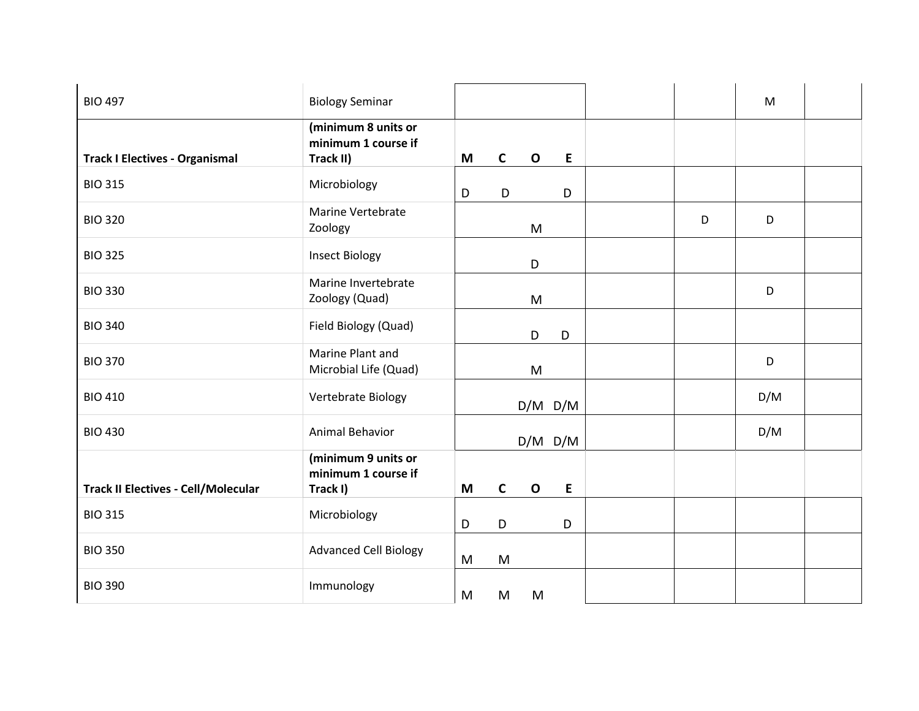| | | | | | | | | | |
|---|---|---|---|---|---|---|---|---|---|
| BIO 497 | Biology Seminar | | | | | | | M | |
| **Track I Electives - Organismal** | **(minimum 8 units or minimum 1 course if Track II)** | **M** | **C** | **O** | **E** | | | | |
| BIO 315 | Microbiology | D | D | | D | | | | |
| BIO 320 | Marine Vertebrate Zoology | | | M | | | D | D | |
| BIO 325 | Insect Biology | | | D | | | | | |
| BIO 330 | Marine Invertebrate Zoology (Quad) | | | M | | | | D | |
| BIO 340 | Field Biology (Quad) | | | D | D | | | | |
| BIO 370 | Marine Plant and Microbial Life (Quad) | | | M | | | | D | |
| BIO 410 | Vertebrate Biology | | | D/M | D/M | | | D/M | |
| BIO 430 | Animal Behavior | | | D/M | D/M | | | D/M | |
| **Track II Electives - Cell/Molecular** | **(minimum 9 units or minimum 1 course if Track I)** | **M** | **C** | **O** | **E** | | | | |
| BIO 315 | Microbiology | D | D | | D | | | | |
| BIO 350 | Advanced Cell Biology | M | M | | | | | | |
| BIO 390 | Immunology | M | M | M | | | | | |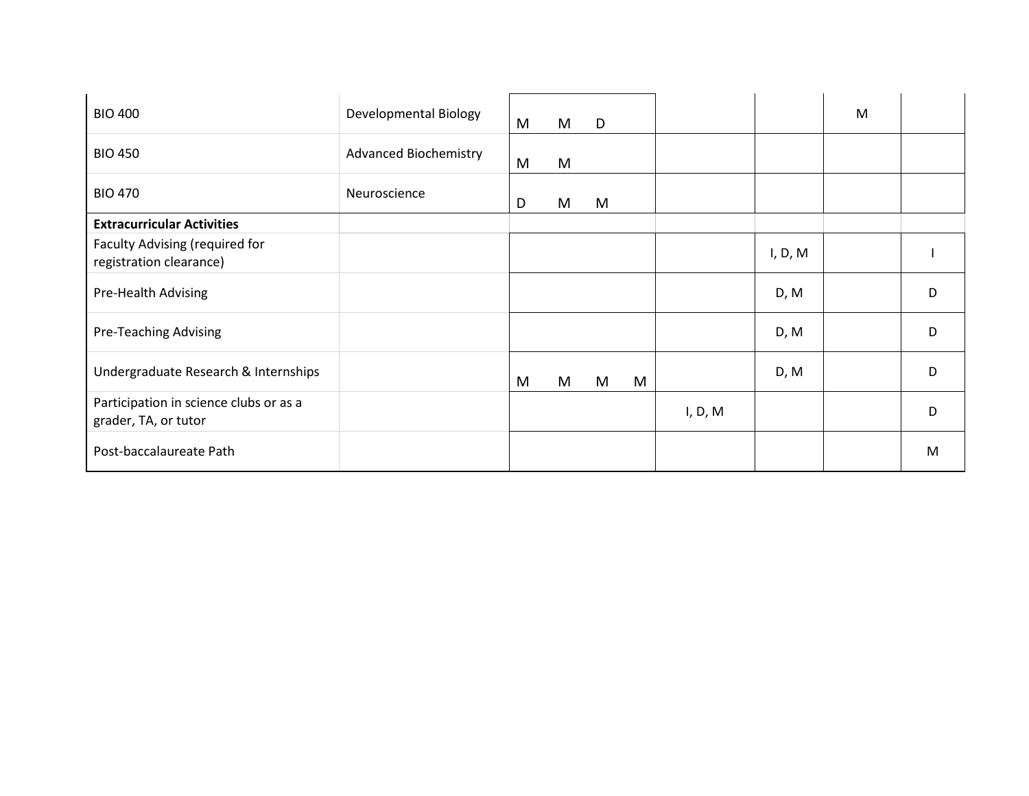| | | | | | | | | | |
|---|---|---|---|---|---|---|---|---|---|
| BIO 400 | Developmental Biology | M | M | D | | | | M | |
| BIO 450 | Advanced Biochemistry | M | M | | | | | | |
| BIO 470 | Neuroscience | D | M | M | | | | | |
| **Extracurricular Activities** | | | | | | | | | |
| Faculty Advising (required for registration clearance) | | | | | | | I, D, M | | I |
| Pre-Health Advising | | | | | | | D, M | | D |
| Pre-Teaching Advising | | | | | | | D, M | | D |
| Undergraduate Research & Internships | | M | M | M | M | | D, M | | D |
| Participation in science clubs or as a grader, TA, or tutor | | | | | | I, D, M | | | D |
| Post-baccalaureate Path | | | | | | | | | M |